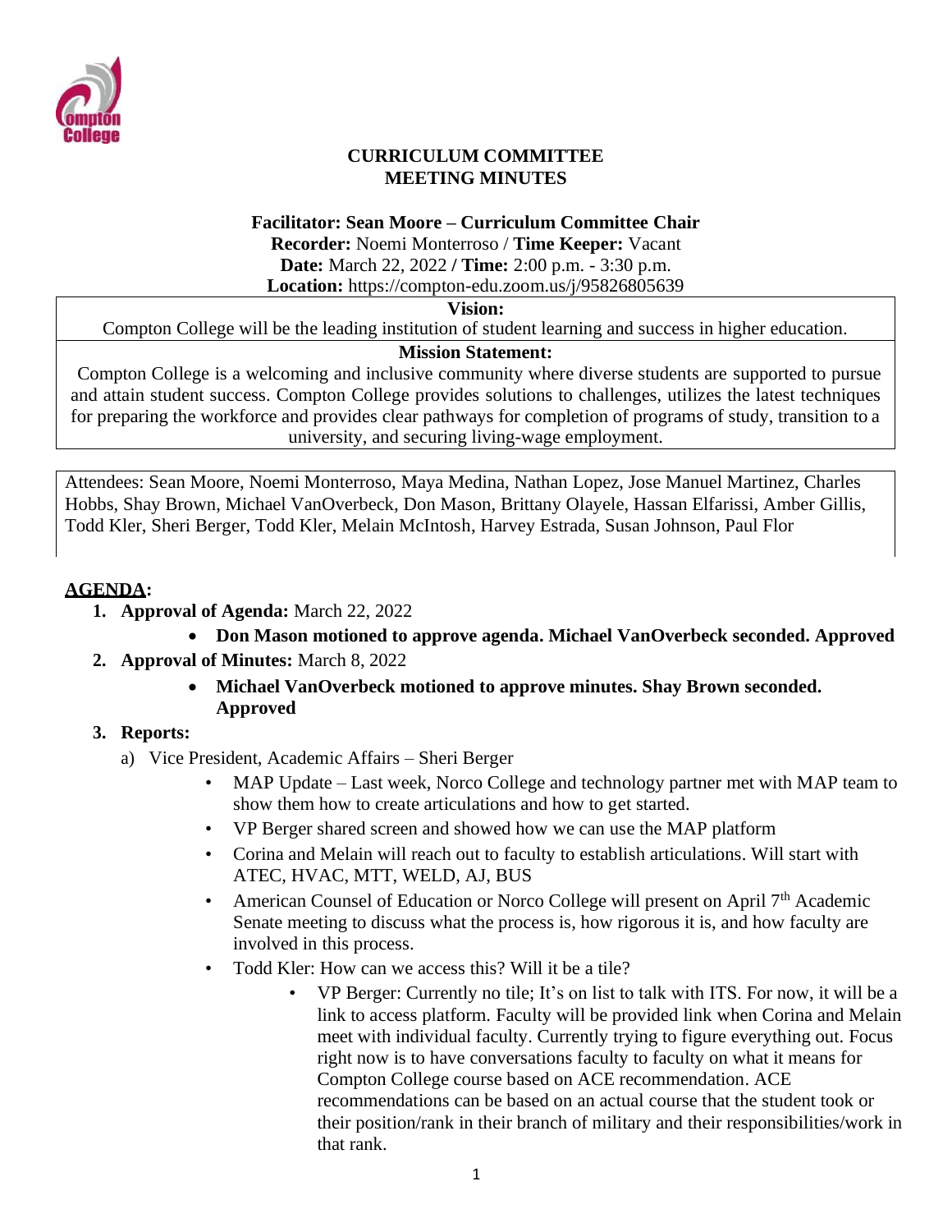# CURRICULUM COMMITTEE
# MEETING MINUTES

**Facilitator: Sean Moore – Curriculum Committee Chair**
**Recorder:** Noemi Monterroso / **Time Keeper:** Vacant
**Date:** March 22, 2022 **/ Time:** 2:00 p.m. - 3:30 p.m.
**Location:** https://compton-edu.zoom.us/j/95826805639

| **Vision:** |
| --- |
| Compton College will be the leading institution of student learning and success in higher education. |
| **Mission Statement:** |
| Compton College is a welcoming and inclusive community where diverse students are supported to pursue and attain student success. Compton College provides solutions to challenges, utilizes the latest techniques for preparing the workforce and provides clear pathways for completion of programs of study, transition to a university, and securing living-wage employment. |

Attendees: Sean Moore, Noemi Monterroso, Maya Medina, Nathan Lopez, Jose Manuel Martinez, Charles Hobbs, Shay Brown, Michael VanOverbeck, Don Mason, Brittany Olayele, Hassan Elfarissi, Amber Gillis, Todd Kler, Sheri Berger, Todd Kler, Melain McIntosh, Harvey Estrada, Susan Johnson, Paul Flor

## AGENDA:

1. **Approval of Agenda:** March 22, 2022
   - **Don Mason motioned to approve agenda. Michael VanOverbeck seconded. Approved**
2. **Approval of Minutes:** March 8, 2022
   - **Michael VanOverbeck motioned to approve minutes. Shay Brown seconded. Approved**
3. **Reports:**
   a) Vice President, Academic Affairs – Sheri Berger
      - MAP Update – Last week, Norco College and technology partner met with MAP team to show them how to create articulations and how to get started.
      - VP Berger shared screen and showed how we can use the MAP platform
      - Corina and Melain will reach out to faculty to establish articulations. Will start with ATEC, HVAC, MTT, WELD, AJ, BUS
      - American Counsel of Education or Norco College will present on April 7th Academic Senate meeting to discuss what the process is, how rigorous it is, and how faculty are involved in this process.
      - Todd Kler: How can we access this? Will it be a tile?
        - VP Berger: Currently no tile; It's on list to talk with ITS. For now, it will be a link to access platform. Faculty will be provided link when Corina and Melain meet with individual faculty. Currently trying to figure everything out. Focus right now is to have conversations faculty to faculty on what it means for Compton College course based on ACE recommendation. ACE recommendations can be based on an actual course that the student took or their position/rank in their branch of military and their responsibilities/work in that rank.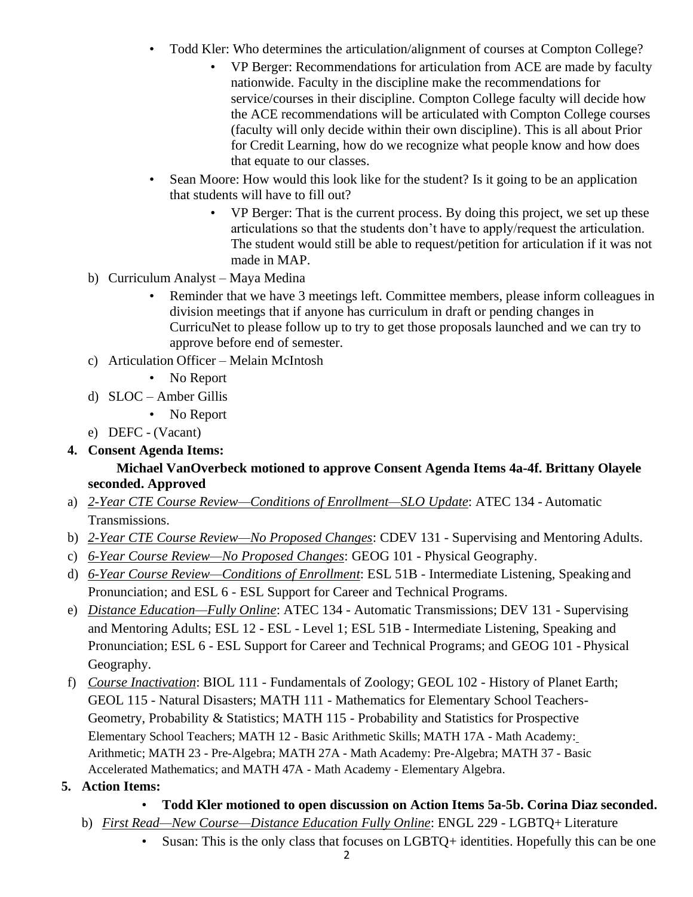- Todd Kler: Who determines the articulation/alignment of courses at Compton College?
  - VP Berger: Recommendations for articulation from ACE are made by faculty nationwide. Faculty in the discipline make the recommendations for service/courses in their discipline. Compton College faculty will decide how the ACE recommendations will be articulated with Compton College courses (faculty will only decide within their own discipline). This is all about Prior for Credit Learning, how do we recognize what people know and how does that equate to our classes.
- Sean Moore: How would this look like for the student? Is it going to be an application that students will have to fill out?
  - VP Berger: That is the current process. By doing this project, we set up these articulations so that the students don't have to apply/request the articulation. The student would still be able to request/petition for articulation if it was not made in MAP.

b) Curriculum Analyst – Maya Medina
  - Reminder that we have 3 meetings left. Committee members, please inform colleagues in division meetings that if anyone has curriculum in draft or pending changes in CurricuNet to please follow up to try to get those proposals launched and we can try to approve before end of semester.

c) Articulation Officer – Melain McIntosh
  - No Report

d) SLOC – Amber Gillis
  - No Report

e) DEFC - (Vacant)

**4. Consent Agenda Items:**

**Michael VanOverbeck motioned to approve Consent Agenda Items 4a-4f. Brittany Olayele seconded. Approved**

a) *2-Year CTE Course Review—Conditions of Enrollment—SLO Update*: ATEC 134 - Automatic Transmissions.

b) *2-Year CTE Course Review—No Proposed Changes*: CDEV 131 - Supervising and Mentoring Adults.

c) *6-Year Course Review—No Proposed Changes*: GEOG 101 - Physical Geography.

d) *6-Year Course Review—Conditions of Enrollment*: ESL 51B - Intermediate Listening, Speaking and Pronunciation; and ESL 6 - ESL Support for Career and Technical Programs.

e) *Distance Education—Fully Online*: ATEC 134 - Automatic Transmissions; DEV 131 - Supervising and Mentoring Adults; ESL 12 - ESL - Level 1; ESL 51B - Intermediate Listening, Speaking and Pronunciation; ESL 6 - ESL Support for Career and Technical Programs; and GEOG 101 - Physical Geography.

f) *Course Inactivation*: BIOL 111 - Fundamentals of Zoology; GEOL 102 - History of Planet Earth; GEOL 115 - Natural Disasters; MATH 111 - Mathematics for Elementary School Teachers-Geometry, Probability & Statistics; MATH 115 - Probability and Statistics for Prospective Elementary School Teachers; MATH 12 - Basic Arithmetic Skills; MATH 17A - Math Academy: Arithmetic; MATH 23 - Pre-Algebra; MATH 27A - Math Academy: Pre-Algebra; MATH 37 - Basic Accelerated Mathematics; and MATH 47A - Math Academy - Elementary Algebra.

**5. Action Items:**

- **Todd Kler motioned to open discussion on Action Items 5a-5b. Corina Diaz seconded.**

b) *First Read—New Course—Distance Education Fully Online*: ENGL 229 - LGBTQ+ Literature
  - Susan: This is the only class that focuses on LGBTQ+ identities. Hopefully this can be one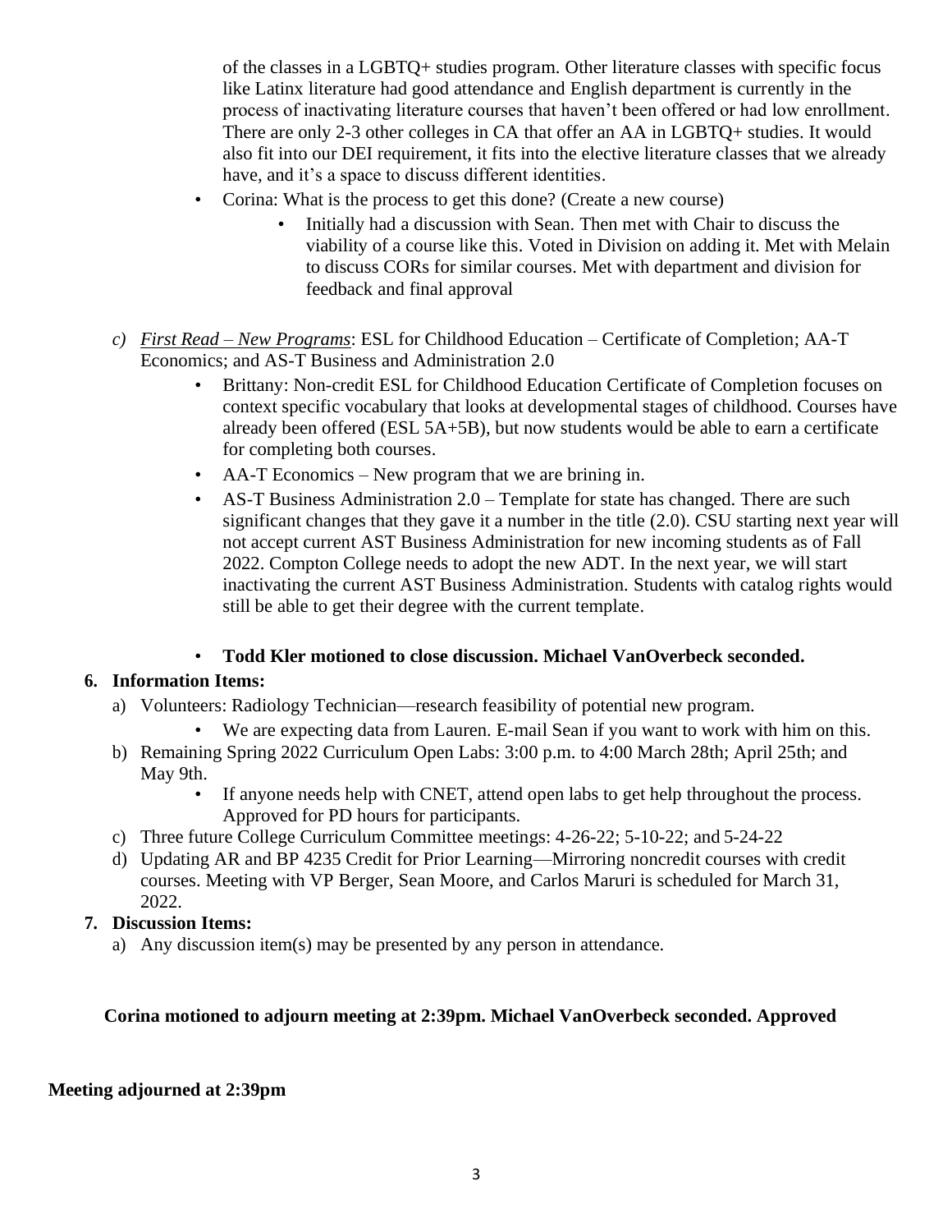of the classes in a LGBTQ+ studies program. Other literature classes with specific focus like Latinx literature had good attendance and English department is currently in the process of inactivating literature courses that haven't been offered or had low enrollment. There are only 2-3 other colleges in CA that offer an AA in LGBTQ+ studies. It would also fit into our DEI requirement, it fits into the elective literature classes that we already have, and it's a space to discuss different identities.

- Corina: What is the process to get this done? (Create a new course)
    - Initially had a discussion with Sean. Then met with Chair to discuss the viability of a course like this. Voted in Division on adding it. Met with Melain to discuss CORs for similar courses. Met with department and division for feedback and final approval

c) *First Read – New Programs*: ESL for Childhood Education – Certificate of Completion; AA-T Economics; and AS-T Business and Administration 2.0

- Brittany: Non-credit ESL for Childhood Education Certificate of Completion focuses on context specific vocabulary that looks at developmental stages of childhood. Courses have already been offered (ESL 5A+5B), but now students would be able to earn a certificate for completing both courses.
- AA-T Economics – New program that we are brining in.
- AS-T Business Administration 2.0 – Template for state has changed. There are such significant changes that they gave it a number in the title (2.0). CSU starting next year will not accept current AST Business Administration for new incoming students as of Fall 2022. Compton College needs to adopt the new ADT. In the next year, we will start inactivating the current AST Business Administration. Students with catalog rights would still be able to get their degree with the current template.

- **Todd Kler motioned to close discussion. Michael VanOverbeck seconded.**

**6. Information Items:**

a) Volunteers: Radiology Technician—research feasibility of potential new program.
- We are expecting data from Lauren. E-mail Sean if you want to work with him on this.

b) Remaining Spring 2022 Curriculum Open Labs: 3:00 p.m. to 4:00 March 28th; April 25th; and May 9th.
- If anyone needs help with CNET, attend open labs to get help throughout the process. Approved for PD hours for participants.

c) Three future College Curriculum Committee meetings: 4-26-22; 5-10-22; and 5-24-22

d) Updating AR and BP 4235 Credit for Prior Learning—Mirroring noncredit courses with credit courses. Meeting with VP Berger, Sean Moore, and Carlos Maruri is scheduled for March 31, 2022.

**7. Discussion Items:**

a) Any discussion item(s) may be presented by any person in attendance.

**Corina motioned to adjourn meeting at 2:39pm. Michael VanOverbeck seconded. Approved**

**Meeting adjourned at 2:39pm**